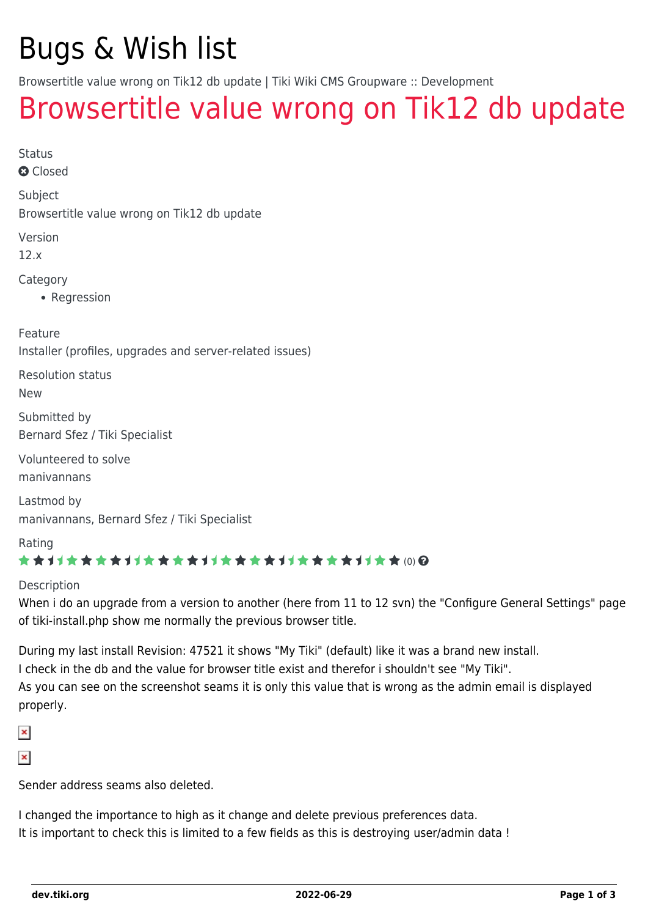# Bugs & Wish list

Browsertitle value wrong on Tik12 db update | Tiki Wiki CMS Groupware :: Development

## Browsertitle value wrong on Tik12 db update

Status

Closed

Subject

Browsertitle value wrong on Tik12 db update

Version

12.x

Category

- Regression

Feature

Installer (profiles, upgrades and server-related issues)

Resolution status

New

Submitted by

Bernard Sfez / Tiki Specialist

Volunteered to solve

manivannans

Lastmod by

manivannans, Bernard Sfez / Tiki Specialist

Rating

(0)

Description

When i do an upgrade from a version to another (here from 11 to 12 svn) the "Configure General Settings" page of tiki-install.php show me normally the previous browser title.

During my last install Revision: 47521 it shows "My Tiki" (default) like it was a brand new install.
I check in the db and the value for browser title exist and therefor i shouldn't see "My Tiki".
As you can see on the screenshot seams it is only this value that is wrong as the admin email is displayed properly.

Sender address seams also deleted.

I changed the importance to high as it change and delete previous preferences data.
It is important to check this is limited to a few fields as this is destroying user/admin data !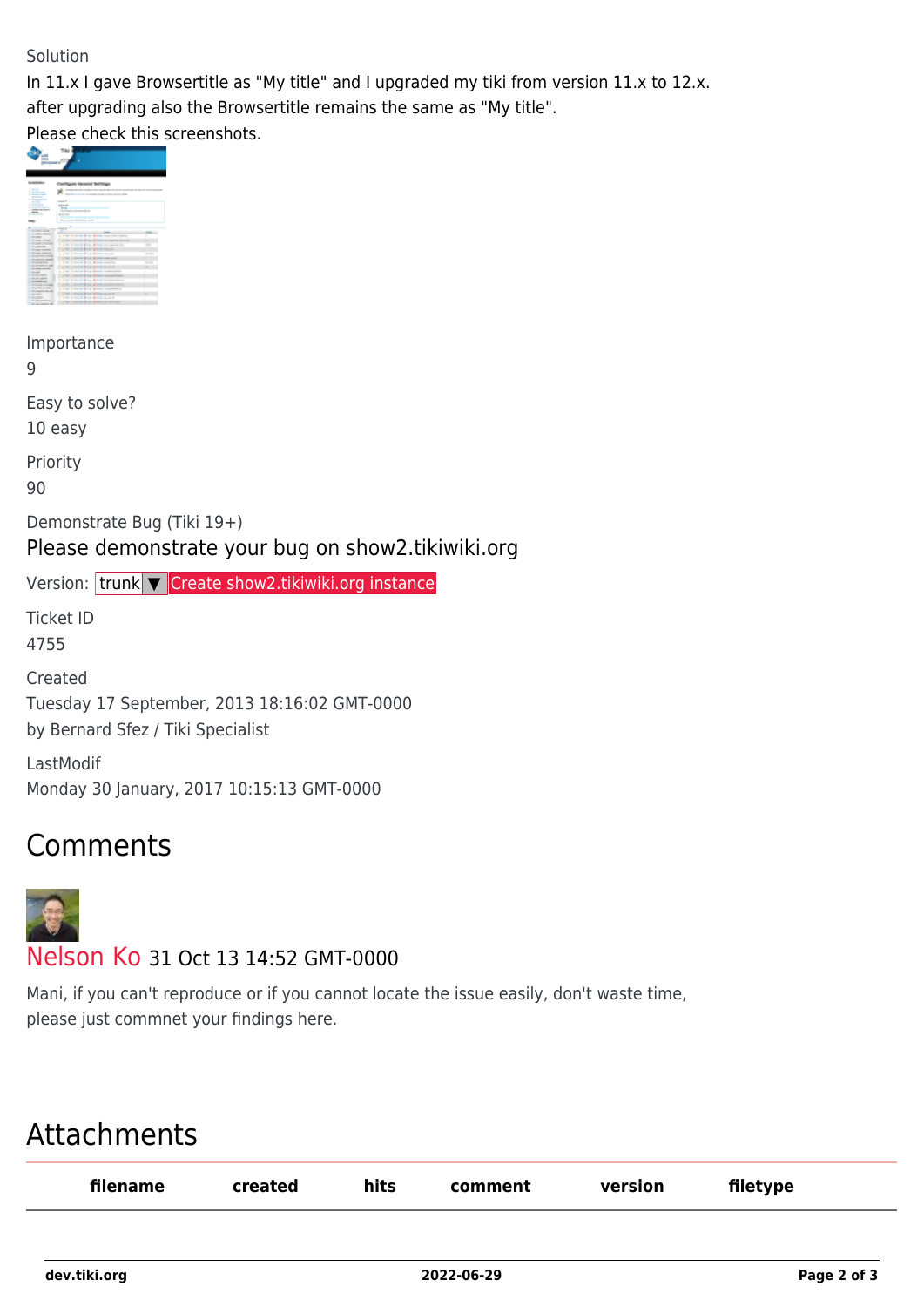Solution

In 11.x I gave Browsertitle as "My title" and I upgraded my tiki from version 11.x to 12.x.
after upgrading also the Browsertitle remains the same as "My title".
Please check this screenshots.

Importance

9

Easy to solve?

10 easy

Priority

90

Demonstrate Bug (Tiki 19+)

Please demonstrate your bug on show2.tikiwiki.org

Version: trunk ▼ Create show2.tikiwiki.org instance

Ticket ID

4755

Created

Tuesday 17 September, 2013 18:16:02 GMT-0000
by Bernard Sfez / Tiki Specialist

LastModif

Monday 30 January, 2017 10:15:13 GMT-0000

## Comments

Nelson Ko 31 Oct 13 14:52 GMT-0000

Mani, if you can't reproduce or if you cannot locate the issue easily, don't waste time, please just commnet your findings here.

## Attachments

| filename | created | hits | comment | version | filetype |
|---|---|---|---|---|---|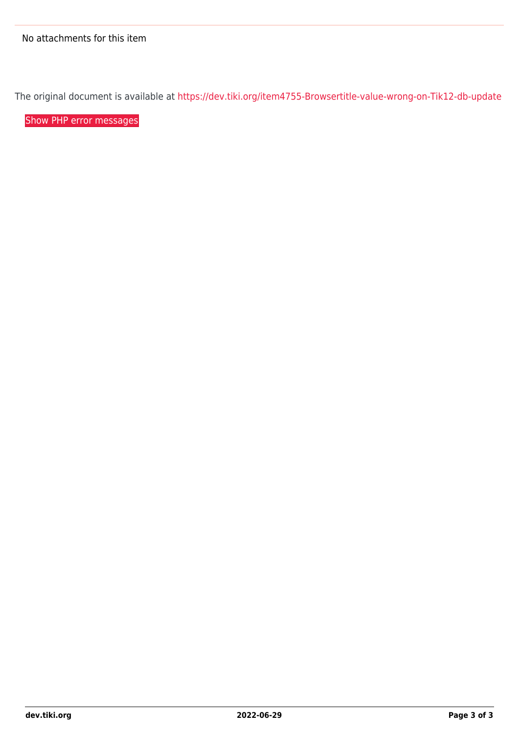No attachments for this item

The original document is available at https://dev.tiki.org/item4755-Browsertitle-value-wrong-on-Tik12-db-update

Show PHP error messages